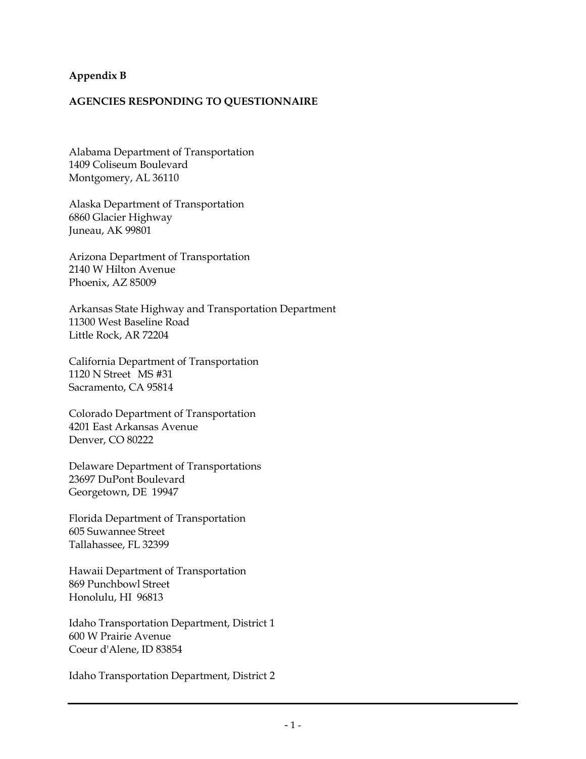**Appendix B**

**AGENCIES RESPONDING TO QUESTIONNAIRE**

Alabama Department of Transportation
1409 Coliseum Boulevard
Montgomery, AL 36110

Alaska Department of Transportation
6860 Glacier Highway
Juneau, AK 99801

Arizona Department of Transportation
2140 W Hilton Avenue
Phoenix, AZ 85009

Arkansas State Highway and Transportation Department
11300 West Baseline Road
Little Rock, AR 72204

California Department of Transportation
1120 N Street MS #31
Sacramento, CA 95814

Colorado Department of Transportation
4201 East Arkansas Avenue
Denver, CO 80222

Delaware Department of Transportations
23697 DuPont Boulevard
Georgetown, DE 19947

Florida Department of Transportation
605 Suwannee Street
Tallahassee, FL 32399

Hawaii Department of Transportation
869 Punchbowl Street
Honolulu, HI 96813

Idaho Transportation Department, District 1
600 W Prairie Avenue
Coeur d'Alene, ID 83854

Idaho Transportation Department, District 2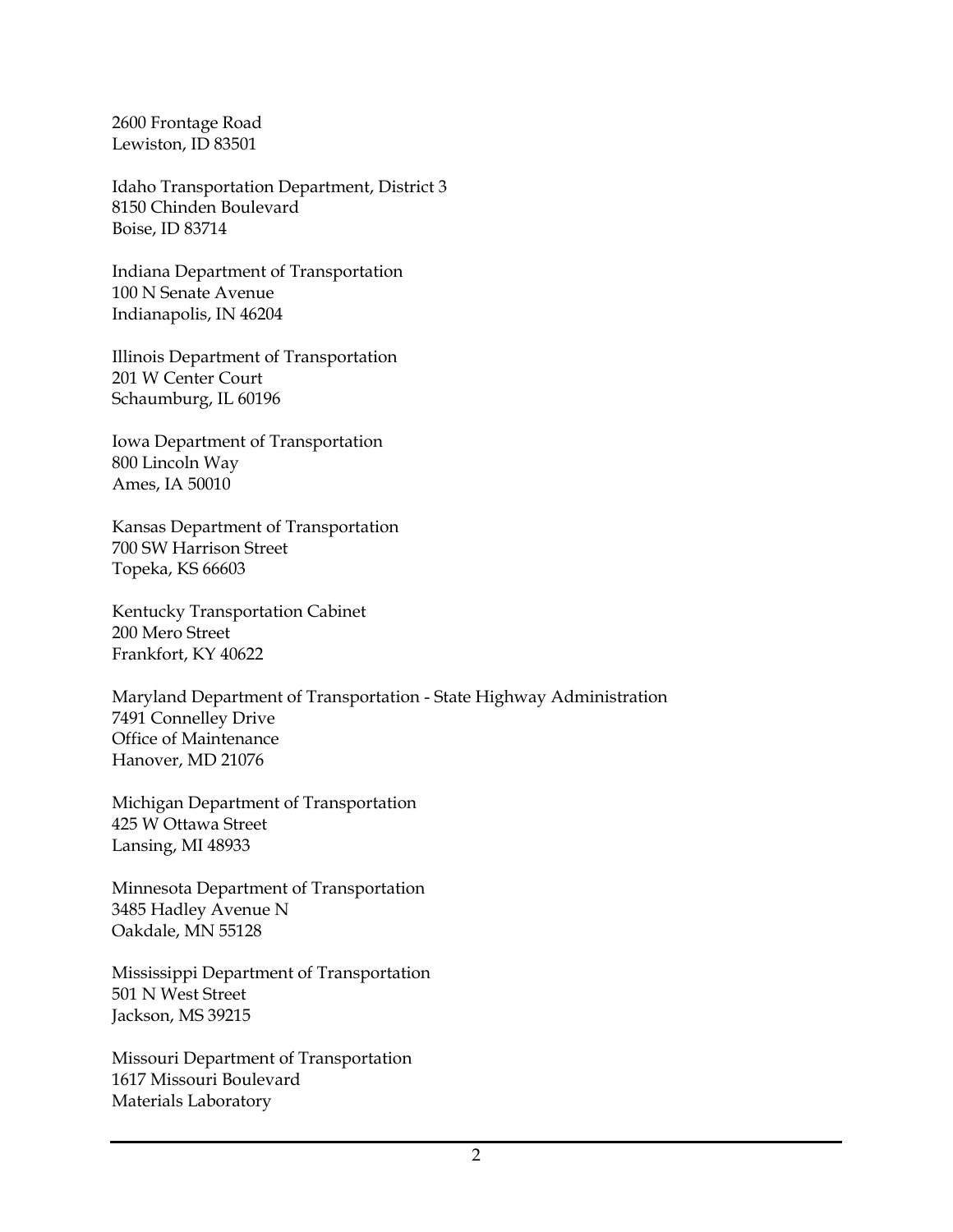2600 Frontage Road
Lewiston, ID 83501

Idaho Transportation Department, District 3
8150 Chinden Boulevard
Boise, ID 83714

Indiana Department of Transportation
100 N Senate Avenue
Indianapolis, IN 46204

Illinois Department of Transportation
201 W Center Court
Schaumburg, IL 60196

Iowa Department of Transportation
800 Lincoln Way
Ames, IA 50010

Kansas Department of Transportation
700 SW Harrison Street
Topeka, KS 66603

Kentucky Transportation Cabinet
200 Mero Street
Frankfort, KY 40622

Maryland Department of Transportation - State Highway Administration
7491 Connelley Drive
Office of Maintenance
Hanover, MD 21076

Michigan Department of Transportation
425 W Ottawa Street
Lansing, MI 48933

Minnesota Department of Transportation
3485 Hadley Avenue N
Oakdale, MN 55128

Mississippi Department of Transportation
501 N West Street
Jackson, MS 39215

Missouri Department of Transportation
1617 Missouri Boulevard
Materials Laboratory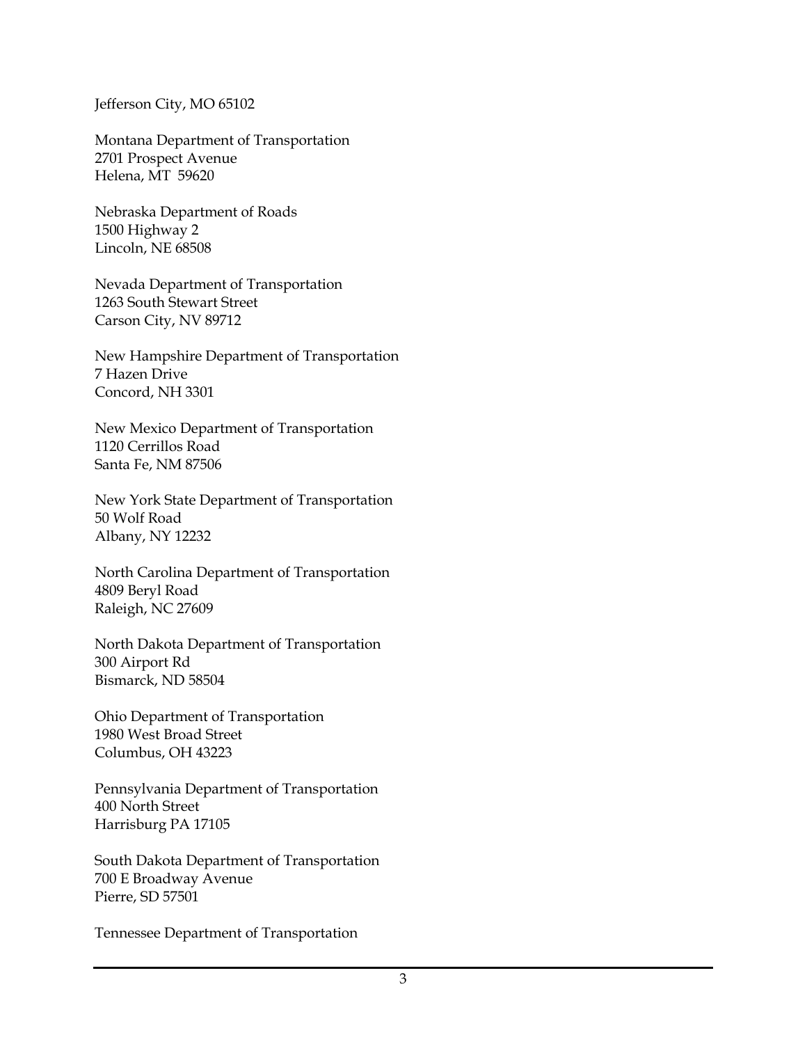Jefferson City, MO 65102

Montana Department of Transportation
2701 Prospect Avenue
Helena, MT 59620

Nebraska Department of Roads
1500 Highway 2
Lincoln, NE 68508

Nevada Department of Transportation
1263 South Stewart Street
Carson City, NV 89712

New Hampshire Department of Transportation
7 Hazen Drive
Concord, NH 3301

New Mexico Department of Transportation
1120 Cerrillos Road
Santa Fe, NM 87506

New York State Department of Transportation
50 Wolf Road
Albany, NY 12232

North Carolina Department of Transportation
4809 Beryl Road
Raleigh, NC 27609

North Dakota Department of Transportation
300 Airport Rd
Bismarck, ND 58504

Ohio Department of Transportation
1980 West Broad Street
Columbus, OH 43223

Pennsylvania Department of Transportation
400 North Street
Harrisburg PA 17105

South Dakota Department of Transportation
700 E Broadway Avenue
Pierre, SD 57501

Tennessee Department of Transportation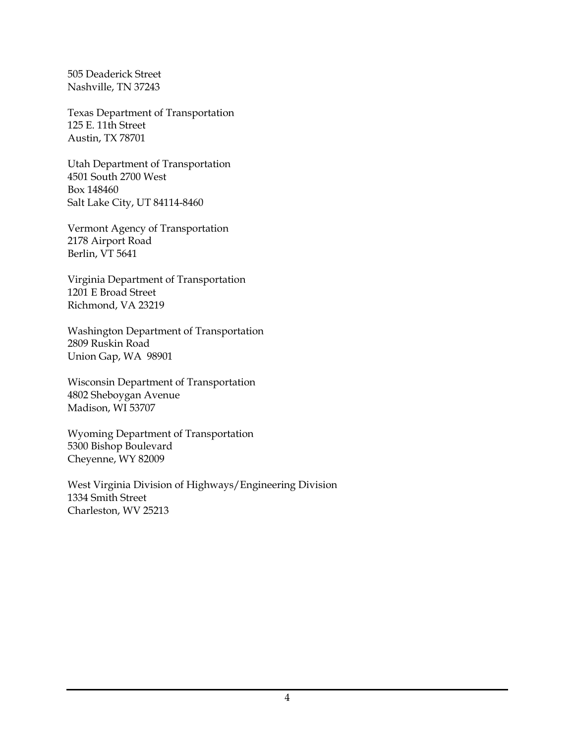505 Deaderick Street
Nashville, TN 37243

Texas Department of Transportation
125 E. 11th Street
Austin, TX 78701

Utah Department of Transportation
4501 South 2700 West
Box 148460
Salt Lake City, UT 84114-8460

Vermont Agency of Transportation
2178 Airport Road
Berlin, VT 5641

Virginia Department of Transportation
1201 E Broad Street
Richmond, VA 23219

Washington Department of Transportation
2809 Ruskin Road
Union Gap, WA 98901

Wisconsin Department of Transportation
4802 Sheboygan Avenue
Madison, WI 53707

Wyoming Department of Transportation
5300 Bishop Boulevard
Cheyenne, WY 82009

West Virginia Division of Highways/Engineering Division
1334 Smith Street
Charleston, WV 25213